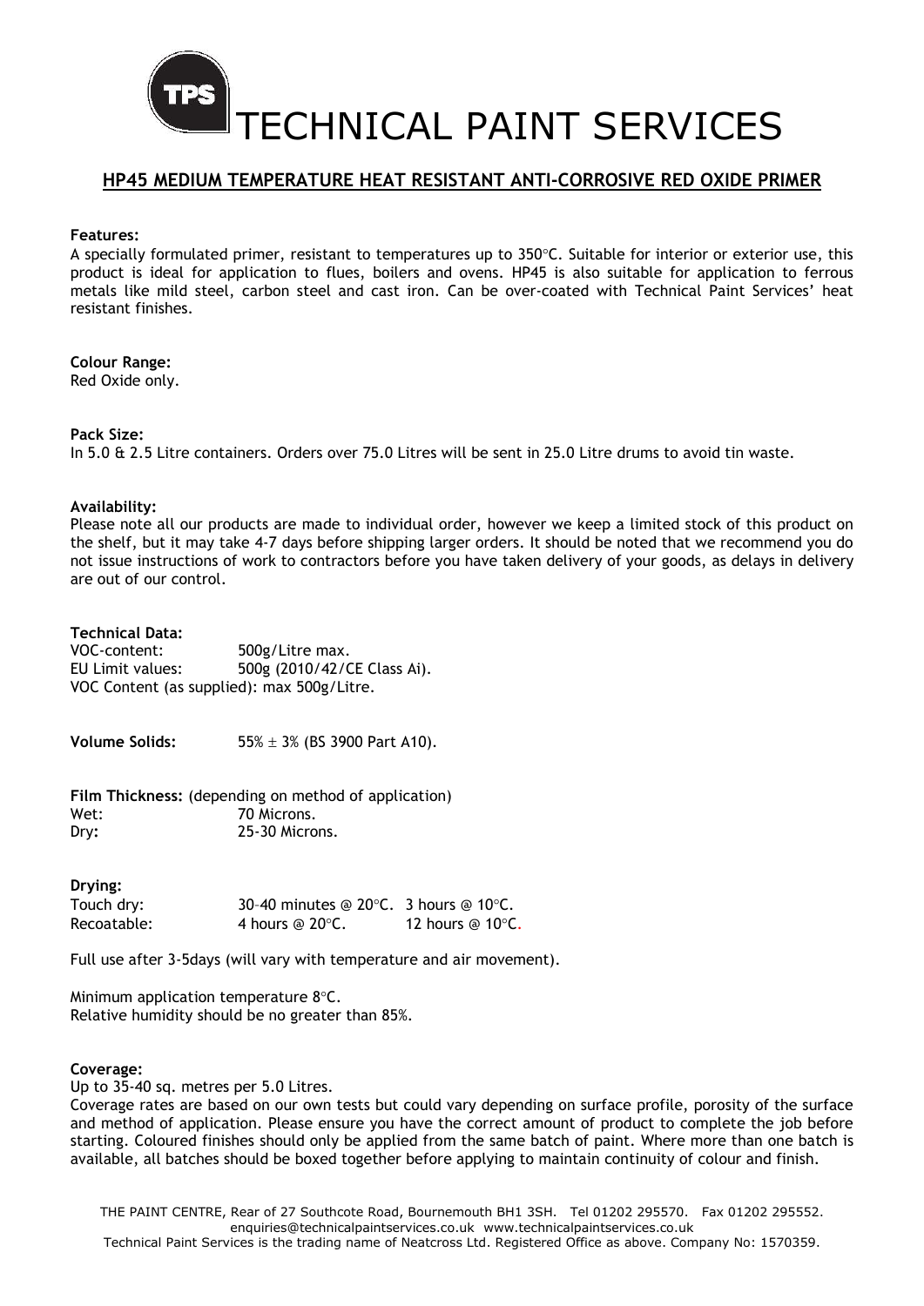# TECHNICAL PAINT SERVICES

## HP45 MEDIUM TEMPERATURE HEAT RESISTANT ANTI-CORROSIVE RED OXIDE PRIMER

**Features:**
A specially formulated primer, resistant to temperatures up to 350°C. Suitable for interior or exterior use, this product is ideal for application to flues, boilers and ovens. HP45 is also suitable for application to ferrous metals like mild steel, carbon steel and cast iron. Can be over-coated with Technical Paint Services' heat resistant finishes.

**Colour Range:**
Red Oxide only.

**Pack Size:**
In 5.0 & 2.5 Litre containers. Orders over 75.0 Litres will be sent in 25.0 Litre drums to avoid tin waste.

**Availability:**
Please note all our products are made to individual order, however we keep a limited stock of this product on the shelf, but it may take 4-7 days before shipping larger orders. It should be noted that we recommend you do not issue instructions of work to contractors before you have taken delivery of your goods, as delays in delivery are out of our control.

**Technical Data:**
VOC-content: 500g/Litre max.
EU Limit values: 500g (2010/42/CE Class Ai).
VOC Content (as supplied): max 500g/Litre.

**Volume Solids:** 55% ± 3% (BS 3900 Part A10).

**Film Thickness:** (depending on method of application)
Wet: 70 Microns.
Dry: 25-30 Microns.

**Drying:**

| | | |
|---|---|---|
| Touch dry: | 30–40 minutes @ 20°C. | 3 hours @ 10°C. |
| Recoatable: | 4 hours @ 20°C. | 12 hours @ 10°C. |

Full use after 3-5days (will vary with temperature and air movement).

Minimum application temperature 8°C.
Relative humidity should be no greater than 85%.

**Coverage:**
Up to 35-40 sq. metres per 5.0 Litres.
Coverage rates are based on our own tests but could vary depending on surface profile, porosity of the surface and method of application. Please ensure you have the correct amount of product to complete the job before starting. Coloured finishes should only be applied from the same batch of paint. Where more than one batch is available, all batches should be boxed together before applying to maintain continuity of colour and finish.

THE PAINT CENTRE, Rear of 27 Southcote Road, Bournemouth BH1 3SH. Tel 01202 295570. Fax 01202 295552.
enquiries@technicalpaintservices.co.uk www.technicalpaintservices.co.uk
Technical Paint Services is the trading name of Neatcross Ltd. Registered Office as above. Company No: 1570359.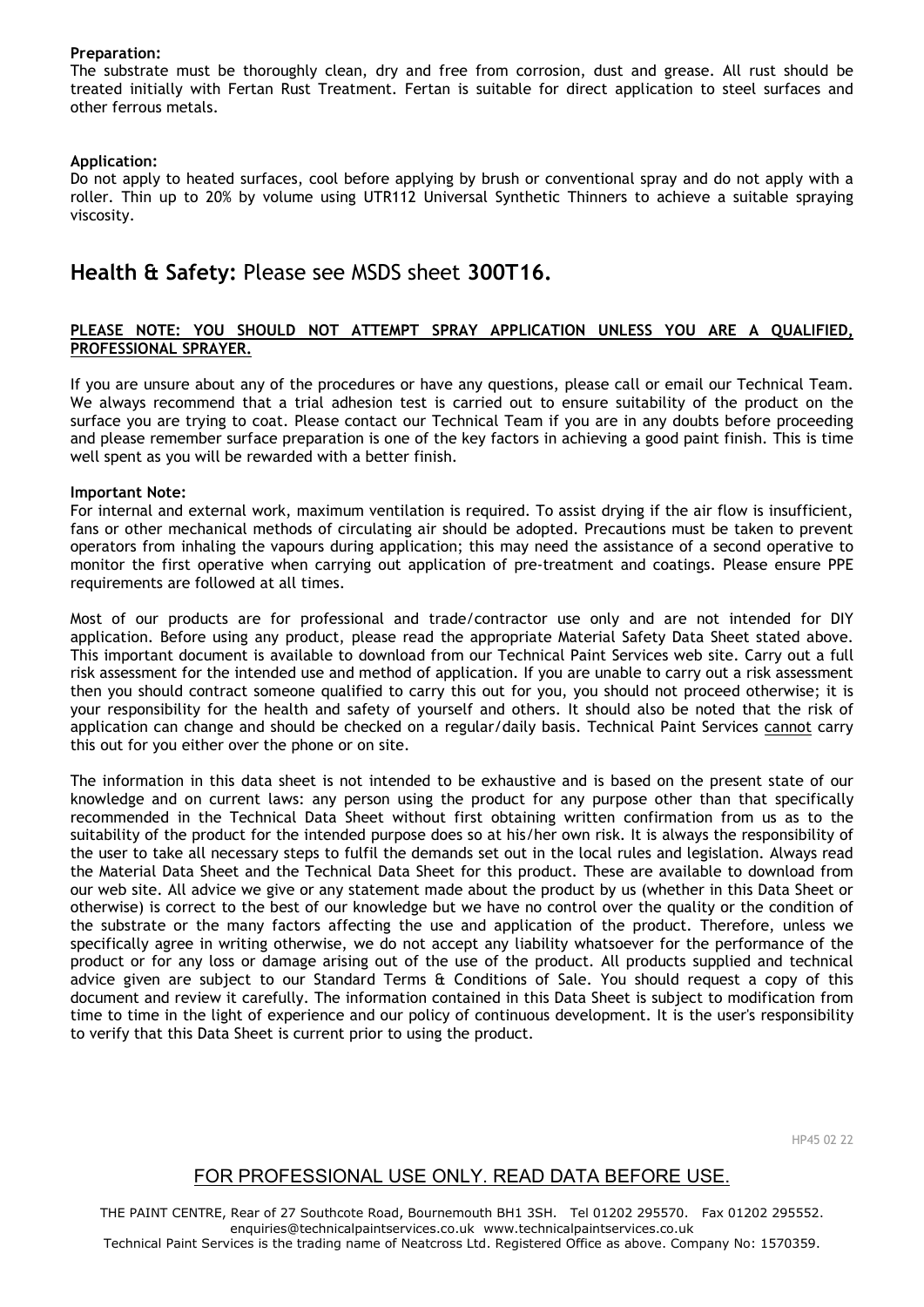**Preparation:**

The substrate must be thoroughly clean, dry and free from corrosion, dust and grease. All rust should be treated initially with Fertan Rust Treatment. Fertan is suitable for direct application to steel surfaces and other ferrous metals.

**Application:**

Do not apply to heated surfaces, cool before applying by brush or conventional spray and do not apply with a roller. Thin up to 20% by volume using UTR112 Universal Synthetic Thinners to achieve a suitable spraying viscosity.

## **Health & Safety:** Please see MSDS sheet **300T16.**

**PLEASE NOTE: YOU SHOULD NOT ATTEMPT SPRAY APPLICATION UNLESS YOU ARE A QUALIFIED, PROFESSIONAL SPRAYER.**

If you are unsure about any of the procedures or have any questions, please call or email our Technical Team. We always recommend that a trial adhesion test is carried out to ensure suitability of the product on the surface you are trying to coat. Please contact our Technical Team if you are in any doubts before proceeding and please remember surface preparation is one of the key factors in achieving a good paint finish. This is time well spent as you will be rewarded with a better finish.

**Important Note:**

For internal and external work, maximum ventilation is required. To assist drying if the air flow is insufficient, fans or other mechanical methods of circulating air should be adopted. Precautions must be taken to prevent operators from inhaling the vapours during application; this may need the assistance of a second operative to monitor the first operative when carrying out application of pre-treatment and coatings. Please ensure PPE requirements are followed at all times.

Most of our products are for professional and trade/contractor use only and are not intended for DIY application. Before using any product, please read the appropriate Material Safety Data Sheet stated above. This important document is available to download from our Technical Paint Services web site. Carry out a full risk assessment for the intended use and method of application. If you are unable to carry out a risk assessment then you should contract someone qualified to carry this out for you, you should not proceed otherwise; it is your responsibility for the health and safety of yourself and others. It should also be noted that the risk of application can change and should be checked on a regular/daily basis. Technical Paint Services cannot carry this out for you either over the phone or on site.

The information in this data sheet is not intended to be exhaustive and is based on the present state of our knowledge and on current laws: any person using the product for any purpose other than that specifically recommended in the Technical Data Sheet without first obtaining written confirmation from us as to the suitability of the product for the intended purpose does so at his/her own risk. It is always the responsibility of the user to take all necessary steps to fulfil the demands set out in the local rules and legislation. Always read the Material Data Sheet and the Technical Data Sheet for this product. These are available to download from our web site. All advice we give or any statement made about the product by us (whether in this Data Sheet or otherwise) is correct to the best of our knowledge but we have no control over the quality or the condition of the substrate or the many factors affecting the use and application of the product. Therefore, unless we specifically agree in writing otherwise, we do not accept any liability whatsoever for the performance of the product or for any loss or damage arising out of the use of the product. All products supplied and technical advice given are subject to our Standard Terms & Conditions of Sale. You should request a copy of this document and review it carefully. The information contained in this Data Sheet is subject to modification from time to time in the light of experience and our policy of continuous development. It is the user's responsibility to verify that this Data Sheet is current prior to using the product.

HP45 02 22

FOR PROFESSIONAL USE ONLY. READ DATA BEFORE USE.

THE PAINT CENTRE, Rear of 27 Southcote Road, Bournemouth BH1 3SH. Tel 01202 295570. Fax 01202 295552.
enquiries@technicalpaintservices.co.uk www.technicalpaintservices.co.uk
Technical Paint Services is the trading name of Neatcross Ltd. Registered Office as above. Company No: 1570359.